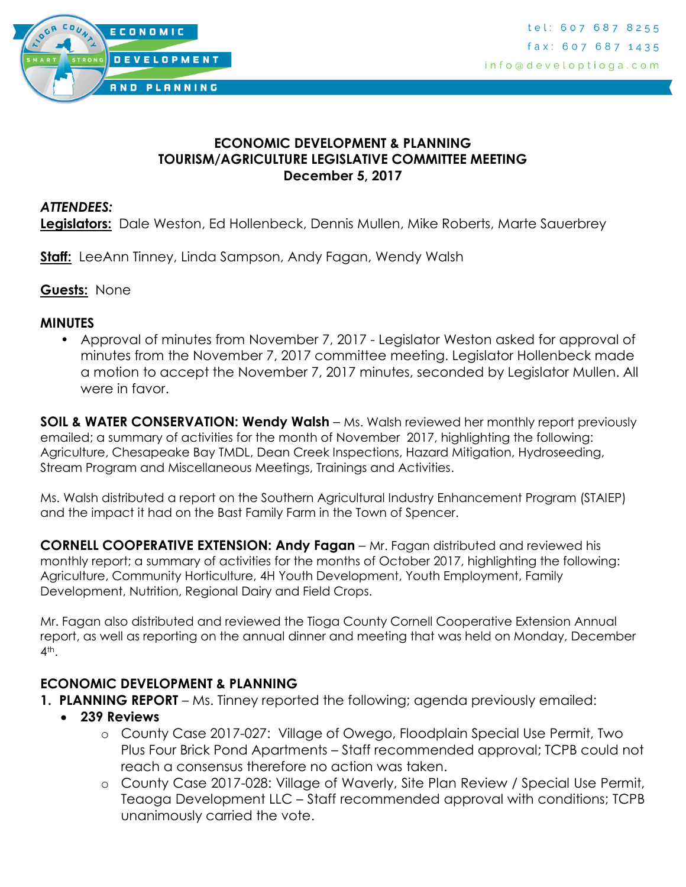tel: 607 687 8255
fax: 607 687 1435
info@developtioga.com

# ECONOMIC DEVELOPMENT & PLANNING
# TOURISM/AGRICULTURE LEGISLATIVE COMMITTEE MEETING
# December 5, 2017

***ATTENDEES:***

**Legislators:** Dale Weston, Ed Hollenbeck, Dennis Mullen, Mike Roberts, Marte Sauerbrey

**Staff:** LeeAnn Tinney, Linda Sampson, Andy Fagan, Wendy Walsh

**Guests:** None

**MINUTES**

- Approval of minutes from November 7, 2017 - Legislator Weston asked for approval of minutes from the November 7, 2017 committee meeting. Legislator Hollenbeck made a motion to accept the November 7, 2017 minutes, seconded by Legislator Mullen. All were in favor.

**SOIL & WATER CONSERVATION: Wendy Walsh** – Ms. Walsh reviewed her monthly report previously emailed; a summary of activities for the month of November 2017, highlighting the following: Agriculture, Chesapeake Bay TMDL, Dean Creek Inspections, Hazard Mitigation, Hydroseeding, Stream Program and Miscellaneous Meetings, Trainings and Activities.

Ms. Walsh distributed a report on the Southern Agricultural Industry Enhancement Program (STAIEP) and the impact it had on the Bast Family Farm in the Town of Spencer.

**CORNELL COOPERATIVE EXTENSION: Andy Fagan** – Mr. Fagan distributed and reviewed his monthly report; a summary of activities for the months of October 2017, highlighting the following: Agriculture, Community Horticulture, 4H Youth Development, Youth Employment, Family Development, Nutrition, Regional Dairy and Field Crops.

Mr. Fagan also distributed and reviewed the Tioga County Cornell Cooperative Extension Annual report, as well as reporting on the annual dinner and meeting that was held on Monday, December 4th.

**ECONOMIC DEVELOPMENT & PLANNING**

1. **PLANNING REPORT** – Ms. Tinney reported the following; agenda previously emailed:
   - **239 Reviews**
     - County Case 2017-027: Village of Owego, Floodplain Special Use Permit, Two Plus Four Brick Pond Apartments – Staff recommended approval; TCPB could not reach a consensus therefore no action was taken.
     - County Case 2017-028: Village of Waverly, Site Plan Review / Special Use Permit, Teaoga Development LLC – Staff recommended approval with conditions; TCPB unanimously carried the vote.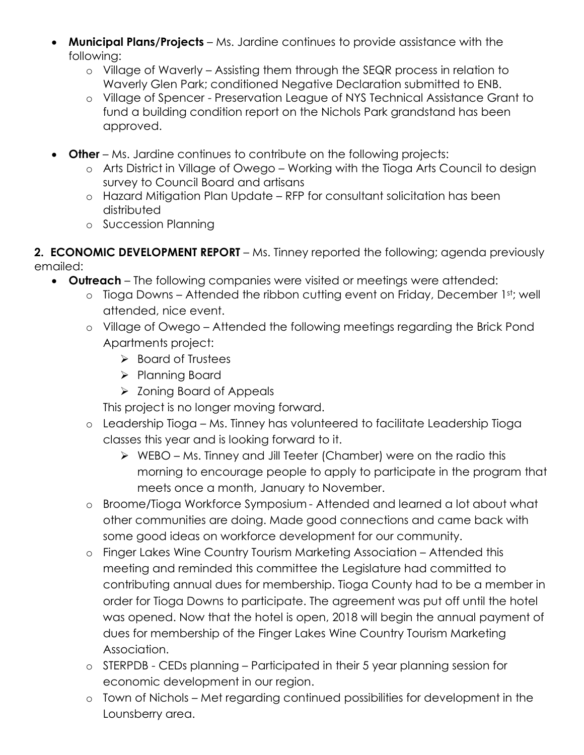- **Municipal Plans/Projects** – Ms. Jardine continues to provide assistance with the following:
  - Village of Waverly – Assisting them through the SEQR process in relation to Waverly Glen Park; conditioned Negative Declaration submitted to ENB.
  - Village of Spencer - Preservation League of NYS Technical Assistance Grant to fund a building condition report on the Nichols Park grandstand has been approved.
- **Other** – Ms. Jardine continues to contribute on the following projects:
  - Arts District in Village of Owego – Working with the Tioga Arts Council to design survey to Council Board and artisans
  - Hazard Mitigation Plan Update – RFP for consultant solicitation has been distributed
  - Succession Planning

**2. ECONOMIC DEVELOPMENT REPORT** – Ms. Tinney reported the following; agenda previously emailed:

- **Outreach** – The following companies were visited or meetings were attended:
  - Tioga Downs – Attended the ribbon cutting event on Friday, December 1st; well attended, nice event.
  - Village of Owego – Attended the following meetings regarding the Brick Pond Apartments project:
    - Board of Trustees
    - Planning Board
    - Zoning Board of Appeals

    This project is no longer moving forward.
  - Leadership Tioga – Ms. Tinney has volunteered to facilitate Leadership Tioga classes this year and is looking forward to it.
    - WEBO – Ms. Tinney and Jill Teeter (Chamber) were on the radio this morning to encourage people to apply to participate in the program that meets once a month, January to November.
  - Broome/Tioga Workforce Symposium - Attended and learned a lot about what other communities are doing. Made good connections and came back with some good ideas on workforce development for our community.
  - Finger Lakes Wine Country Tourism Marketing Association – Attended this meeting and reminded this committee the Legislature had committed to contributing annual dues for membership. Tioga County had to be a member in order for Tioga Downs to participate. The agreement was put off until the hotel was opened. Now that the hotel is open, 2018 will begin the annual payment of dues for membership of the Finger Lakes Wine Country Tourism Marketing Association.
  - STERPDB - CEDs planning – Participated in their 5 year planning session for economic development in our region.
  - Town of Nichols – Met regarding continued possibilities for development in the Lounsberry area.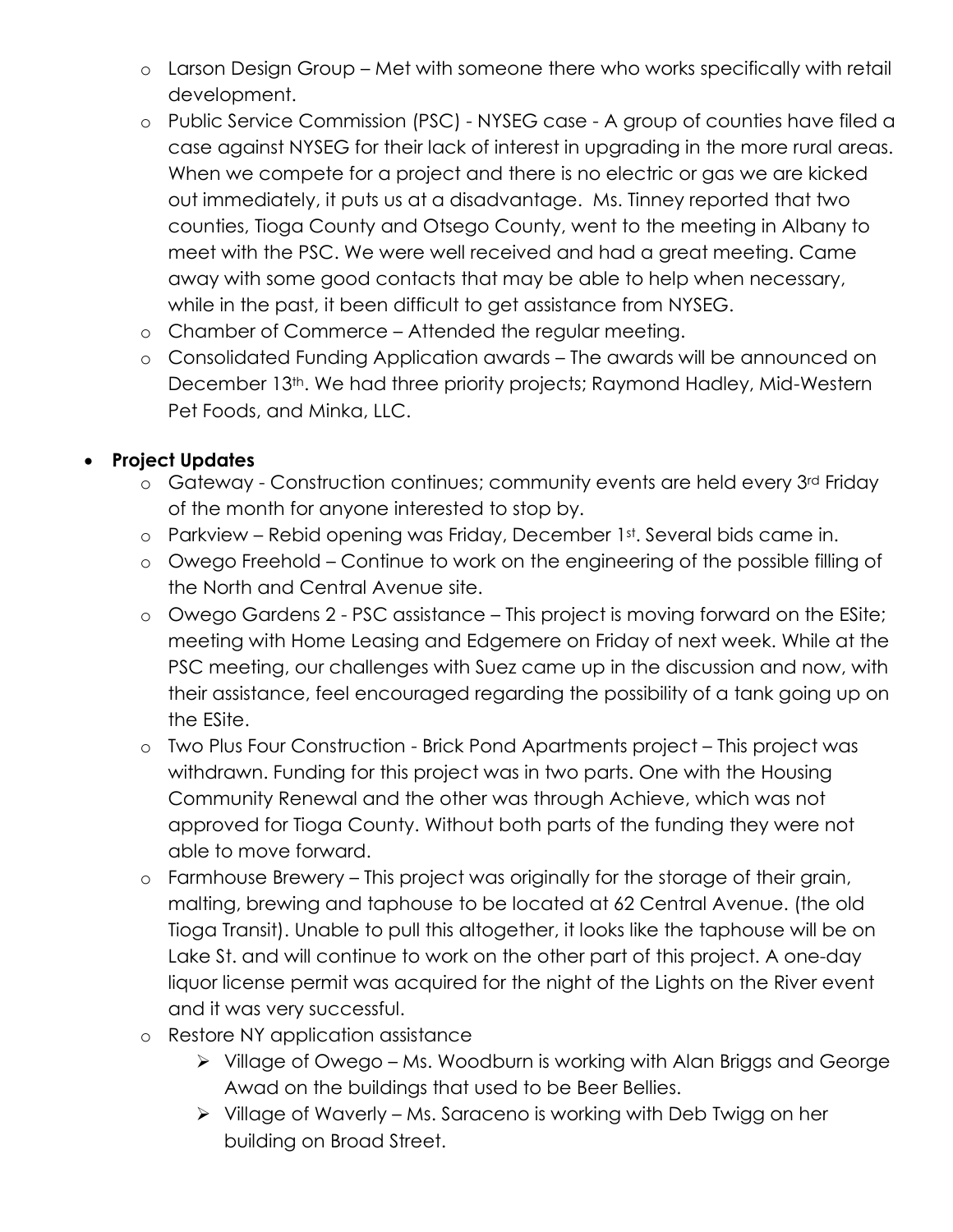- Larson Design Group – Met with someone there who works specifically with retail development.
- Public Service Commission (PSC) - NYSEG case - A group of counties have filed a case against NYSEG for their lack of interest in upgrading in the more rural areas. When we compete for a project and there is no electric or gas we are kicked out immediately, it puts us at a disadvantage. Ms. Tinney reported that two counties, Tioga County and Otsego County, went to the meeting in Albany to meet with the PSC. We were well received and had a great meeting. Came away with some good contacts that may be able to help when necessary, while in the past, it been difficult to get assistance from NYSEG.
- Chamber of Commerce – Attended the regular meeting.
- Consolidated Funding Application awards – The awards will be announced on December 13th. We had three priority projects; Raymond Hadley, Mid-Western Pet Foods, and Minka, LLC.

- **Project Updates**
  - Gateway - Construction continues; community events are held every 3rd Friday of the month for anyone interested to stop by.
  - Parkview – Rebid opening was Friday, December 1st. Several bids came in.
  - Owego Freehold – Continue to work on the engineering of the possible filling of the North and Central Avenue site.
  - Owego Gardens 2 - PSC assistance – This project is moving forward on the ESite; meeting with Home Leasing and Edgemere on Friday of next week. While at the PSC meeting, our challenges with Suez came up in the discussion and now, with their assistance, feel encouraged regarding the possibility of a tank going up on the ESite.
  - Two Plus Four Construction - Brick Pond Apartments project – This project was withdrawn. Funding for this project was in two parts. One with the Housing Community Renewal and the other was through Achieve, which was not approved for Tioga County. Without both parts of the funding they were not able to move forward.
  - Farmhouse Brewery – This project was originally for the storage of their grain, malting, brewing and taphouse to be located at 62 Central Avenue. (the old Tioga Transit). Unable to pull this altogether, it looks like the taphouse will be on Lake St. and will continue to work on the other part of this project. A one-day liquor license permit was acquired for the night of the Lights on the River event and it was very successful.
  - Restore NY application assistance
    - Village of Owego – Ms. Woodburn is working with Alan Briggs and George Awad on the buildings that used to be Beer Bellies.
    - Village of Waverly – Ms. Saraceno is working with Deb Twigg on her building on Broad Street.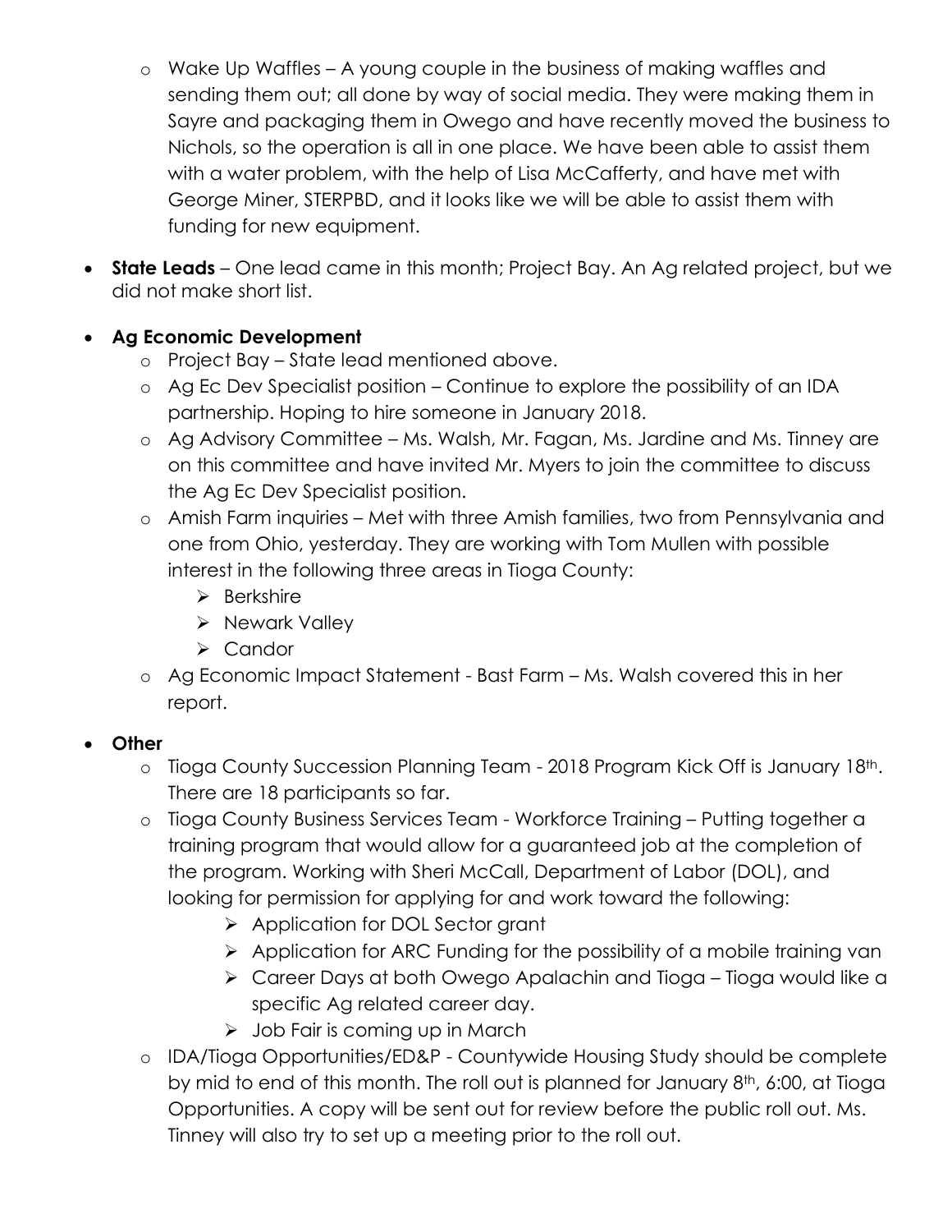- Wake Up Waffles – A young couple in the business of making waffles and sending them out; all done by way of social media. They were making them in Sayre and packaging them in Owego and have recently moved the business to Nichols, so the operation is all in one place. We have been able to assist them with a water problem, with the help of Lisa McCafferty, and have met with George Miner, STERPBD, and it looks like we will be able to assist them with funding for new equipment.

- **State Leads** – One lead came in this month; Project Bay. An Ag related project, but we did not make short list.
- **Ag Economic Development**
  - Project Bay – State lead mentioned above.
  - Ag Ec Dev Specialist position – Continue to explore the possibility of an IDA partnership. Hoping to hire someone in January 2018.
  - Ag Advisory Committee – Ms. Walsh, Mr. Fagan, Ms. Jardine and Ms. Tinney are on this committee and have invited Mr. Myers to join the committee to discuss the Ag Ec Dev Specialist position.
  - Amish Farm inquiries – Met with three Amish families, two from Pennsylvania and one from Ohio, yesterday. They are working with Tom Mullen with possible interest in the following three areas in Tioga County:
    - Berkshire
    - Newark Valley
    - Candor
  - Ag Economic Impact Statement - Bast Farm – Ms. Walsh covered this in her report.
- **Other**
  - Tioga County Succession Planning Team - 2018 Program Kick Off is January 18th. There are 18 participants so far.
  - Tioga County Business Services Team - Workforce Training – Putting together a training program that would allow for a guaranteed job at the completion of the program. Working with Sheri McCall, Department of Labor (DOL), and looking for permission for applying for and work toward the following:
    - Application for DOL Sector grant
    - Application for ARC Funding for the possibility of a mobile training van
    - Career Days at both Owego Apalachin and Tioga – Tioga would like a specific Ag related career day.
    - Job Fair is coming up in March
  - IDA/Tioga Opportunities/ED&P - Countywide Housing Study should be complete by mid to end of this month. The roll out is planned for January 8th, 6:00, at Tioga Opportunities. A copy will be sent out for review before the public roll out. Ms. Tinney will also try to set up a meeting prior to the roll out.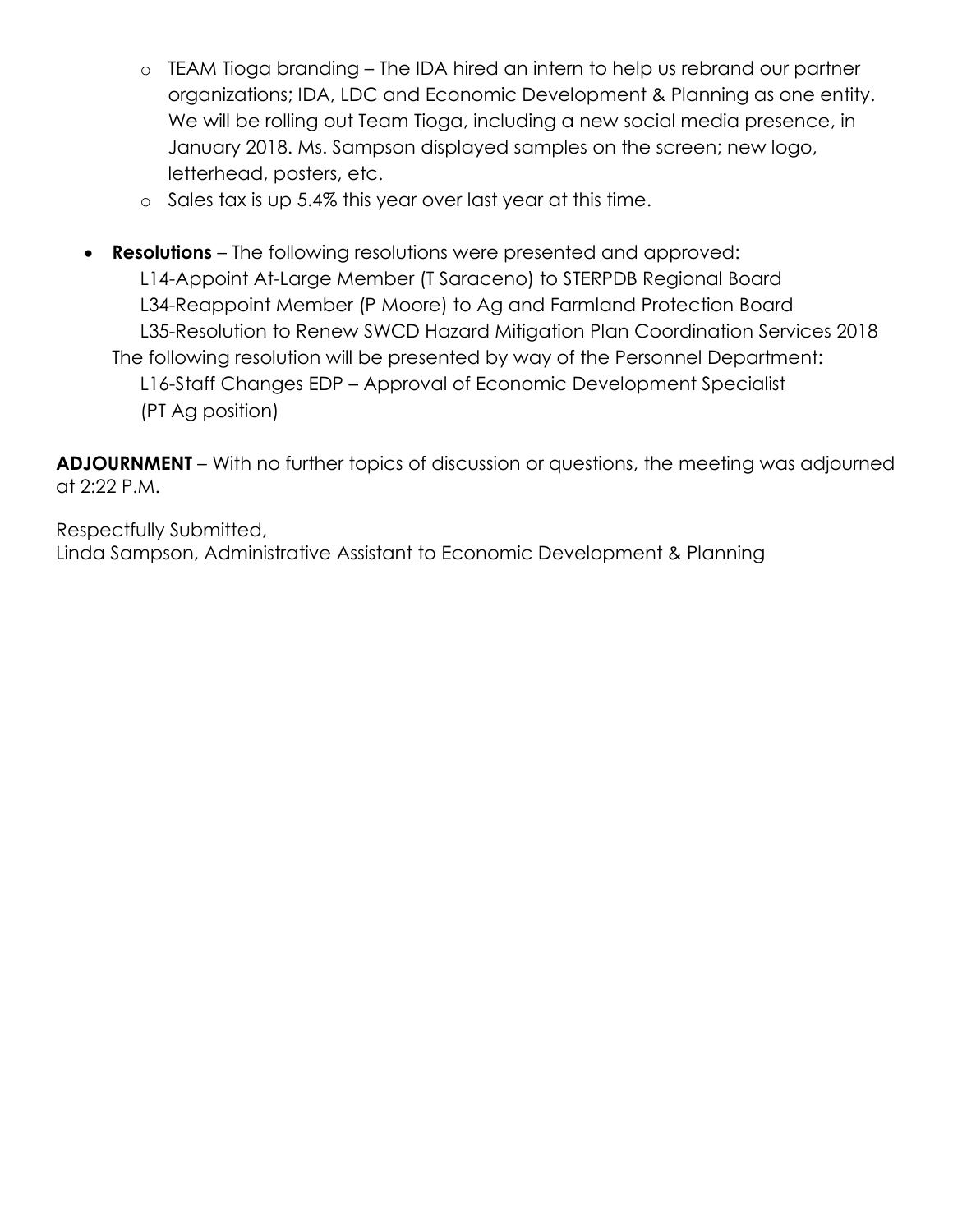- TEAM Tioga branding – The IDA hired an intern to help us rebrand our partner organizations; IDA, LDC and Economic Development & Planning as one entity. We will be rolling out Team Tioga, including a new social media presence, in January 2018. Ms. Sampson displayed samples on the screen; new logo, letterhead, posters, etc.
  - Sales tax is up 5.4% this year over last year at this time.

- **Resolutions** – The following resolutions were presented and approved:
  L14-Appoint At-Large Member (T Saraceno) to STERPDB Regional Board
  L34-Reappoint Member (P Moore) to Ag and Farmland Protection Board
  L35-Resolution to Renew SWCD Hazard Mitigation Plan Coordination Services 2018
  The following resolution will be presented by way of the Personnel Department:
  L16-Staff Changes EDP – Approval of Economic Development Specialist (PT Ag position)

**ADJOURNMENT** – With no further topics of discussion or questions, the meeting was adjourned at 2:22 P.M.

Respectfully Submitted,
Linda Sampson, Administrative Assistant to Economic Development & Planning